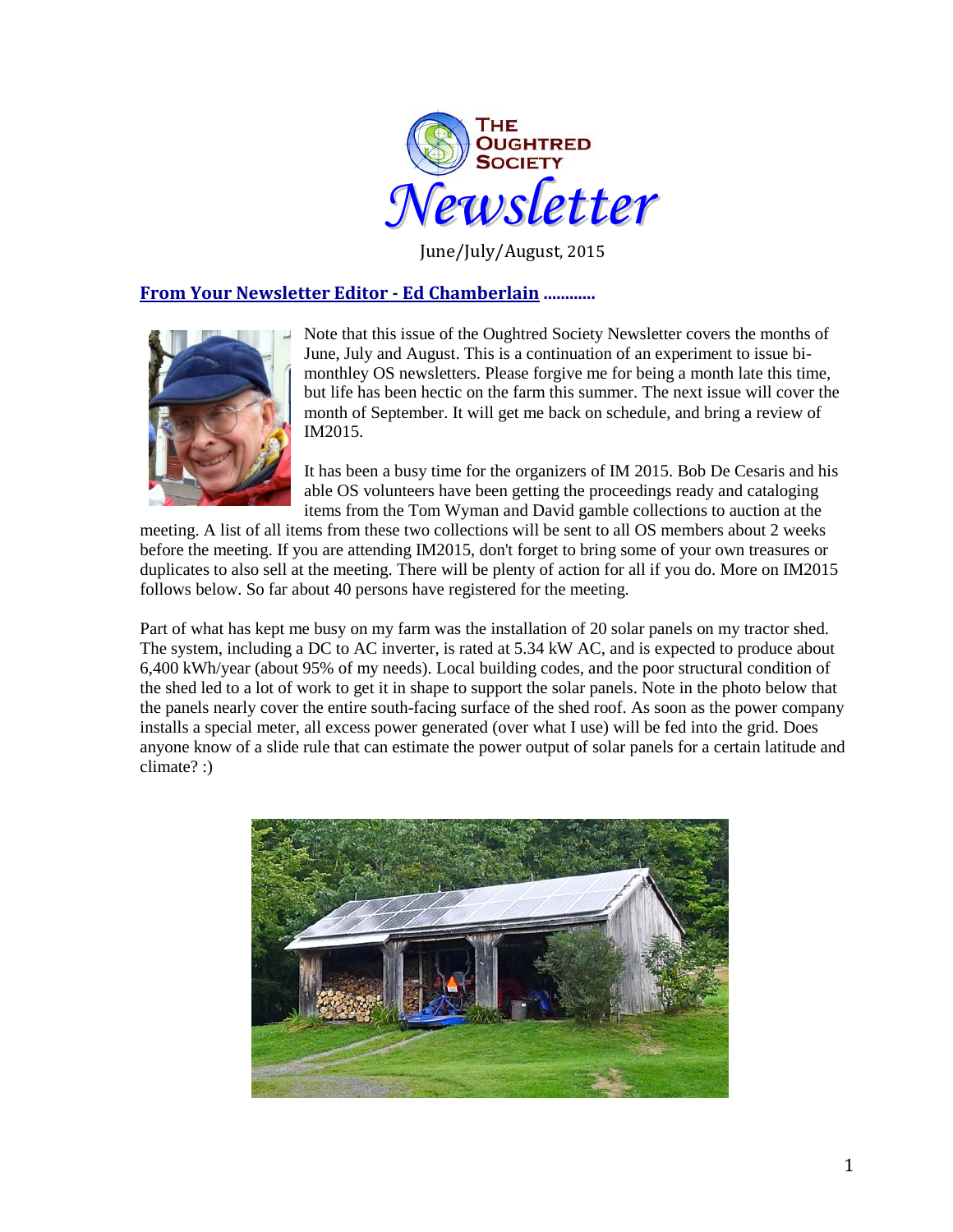# The Oughtred Society *Newsletter*

June/July/August, 2015

## From Your Newsletter Editor - Ed Chamberlain ............

Note that this issue of the Oughtred Society Newsletter covers the months of June, July and August. This is a continuation of an experiment to issue bi-monthley OS newsletters. Please forgive me for being a month late this time, but life has been hectic on the farm this summer. The next issue will cover the month of September. It will get me back on schedule, and bring a review of IM2015.

It has been a busy time for the organizers of IM 2015. Bob De Cesaris and his able OS volunteers have been getting the proceedings ready and cataloging items from the Tom Wyman and David gamble collections to auction at the meeting. A list of all items from these two collections will be sent to all OS members about 2 weeks before the meeting. If you are attending IM2015, don't forget to bring some of your own treasures or duplicates to also sell at the meeting. There will be plenty of action for all if you do. More on IM2015 follows below. So far about 40 persons have registered for the meeting.

Part of what has kept me busy on my farm was the installation of 20 solar panels on my tractor shed. The system, including a DC to AC inverter, is rated at 5.34 kW AC, and is expected to produce about 6,400 kWh/year (about 95% of my needs). Local building codes, and the poor structural condition of the shed led to a lot of work to get it in shape to support the solar panels. Note in the photo below that the panels nearly cover the entire south-facing surface of the shed roof. As soon as the power company installs a special meter, all excess power generated (over what I use) will be fed into the grid. Does anyone know of a slide rule that can estimate the power output of solar panels for a certain latitude and climate? :)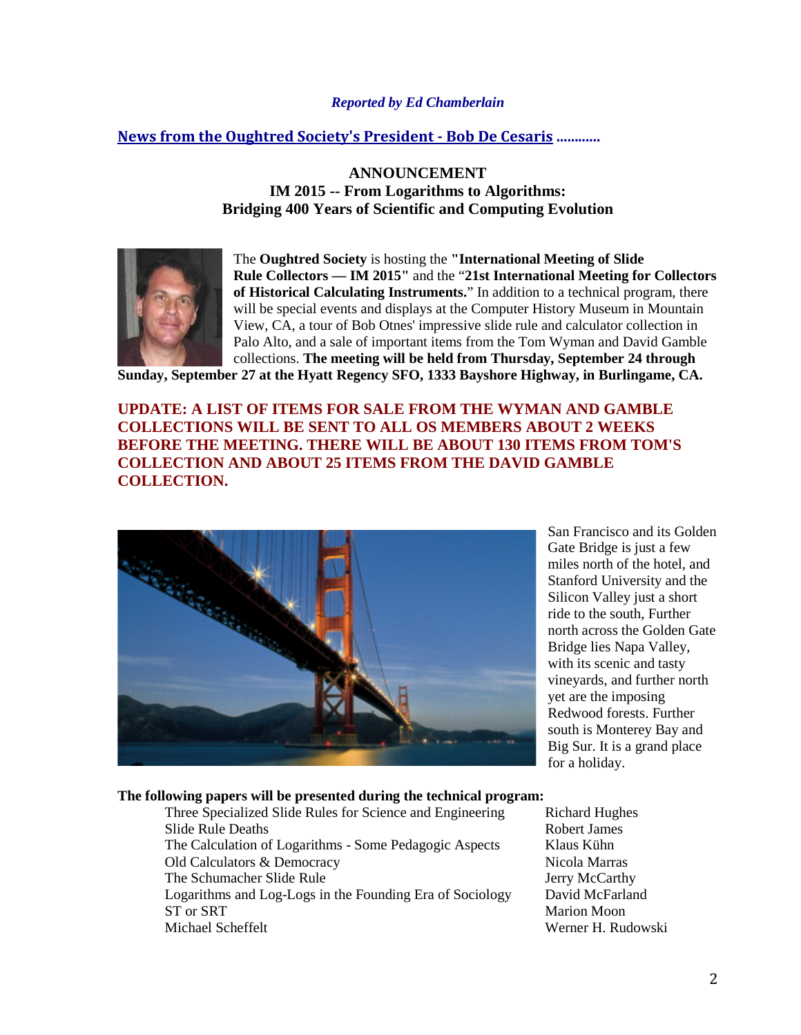*Reported by Ed Chamberlain*

**News from the Oughtred Society's President - Bob De Cesaris ............**

**ANNOUNCEMENT**
**IM 2015 -- From Logarithms to Algorithms:**
**Bridging 400 Years of Scientific and Computing Evolution**

The **Oughtred Society** is hosting the **"International Meeting of Slide Rule Collectors — IM 2015"** and the "**21st International Meeting for Collectors of Historical Calculating Instruments.**" In addition to a technical program, there will be special events and displays at the Computer History Museum in Mountain View, CA, a tour of Bob Otnes' impressive slide rule and calculator collection in Palo Alto, and a sale of important items from the Tom Wyman and David Gamble collections. **The meeting will be held from Thursday, September 24 through Sunday, September 27 at the Hyatt Regency SFO, 1333 Bayshore Highway, in Burlingame, CA.**

**UPDATE: A LIST OF ITEMS FOR SALE FROM THE WYMAN AND GAMBLE COLLECTIONS WILL BE SENT TO ALL OS MEMBERS ABOUT 2 WEEKS BEFORE THE MEETING. THERE WILL BE ABOUT 130 ITEMS FROM TOM'S COLLECTION AND ABOUT 25 ITEMS FROM THE DAVID GAMBLE COLLECTION.**

San Francisco and its Golden Gate Bridge is just a few miles north of the hotel, and Stanford University and the Silicon Valley just a short ride to the south, Further north across the Golden Gate Bridge lies Napa Valley, with its scenic and tasty vineyards, and further north yet are the imposing Redwood forests. Further south is Monterey Bay and Big Sur. It is a grand place for a holiday.

**The following papers will be presented during the technical program:**

| | |
|---|---|
| Three Specialized Slide Rules for Science and Engineering | Richard Hughes |
| Slide Rule Deaths | Robert James |
| The Calculation of Logarithms - Some Pedagogic Aspects | Klaus Kühn |
| Old Calculators & Democracy | Nicola Marras |
| The Schumacher Slide Rule | Jerry McCarthy |
| Logarithms and Log-Logs in the Founding Era of Sociology | David McFarland |
| ST or SRT | Marion Moon |
| Michael Scheffelt | Werner H. Rudowski |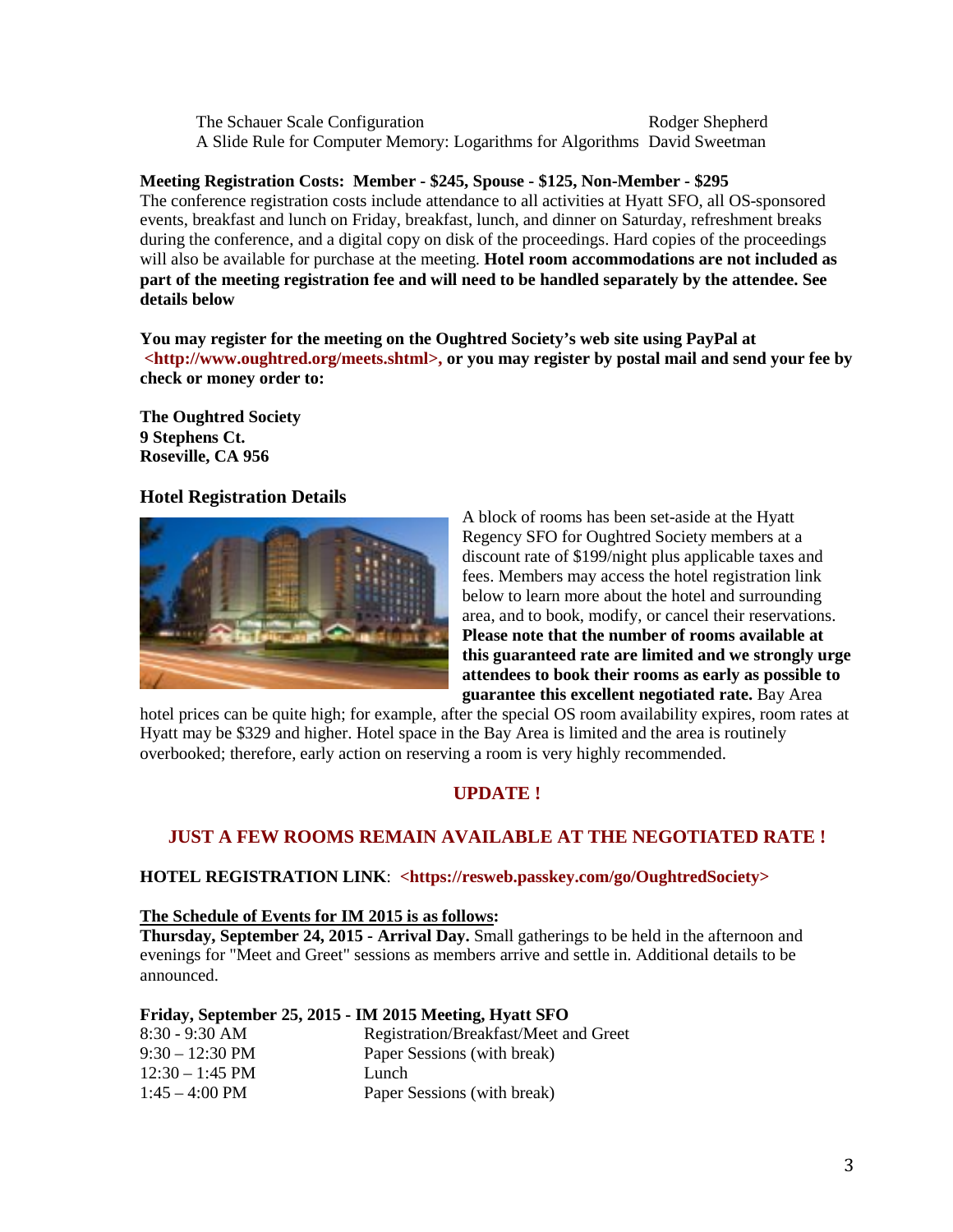| | |
|---|---|
| The Schauer Scale Configuration | Rodger Shepherd |
| A Slide Rule for Computer Memory: Logarithms for Algorithms | David Sweetman |

**Meeting Registration Costs: Member - $245, Spouse - $125, Non-Member - $295**

The conference registration costs include attendance to all activities at Hyatt SFO, all OS-sponsored events, breakfast and lunch on Friday, breakfast, lunch, and dinner on Saturday, refreshment breaks during the conference, and a digital copy on disk of the proceedings. Hard copies of the proceedings will also be available for purchase at the meeting. **Hotel room accommodations are not included as part of the meeting registration fee and will need to be handled separately by the attendee. See details below**

**You may register for the meeting on the Oughtred Society's web site using PayPal at <http://www.oughtred.org/meets.shtml>, or you may register by postal mail and send your fee by check or money order to:**

**The Oughtred Society**
**9 Stephens Ct.**
**Roseville, CA 956**

## Hotel Registration Details

A block of rooms has been set-aside at the Hyatt Regency SFO for Oughtred Society members at a discount rate of $199/night plus applicable taxes and fees. Members may access the hotel registration link below to learn more about the hotel and surrounding area, and to book, modify, or cancel their reservations. **Please note that the number of rooms available at this guaranteed rate are limited and we strongly urge attendees to book their rooms as early as possible to guarantee this excellent negotiated rate.** Bay Area hotel prices can be quite high; for example, after the special OS room availability expires, room rates at Hyatt may be $329 and higher. Hotel space in the Bay Area is limited and the area is routinely overbooked; therefore, early action on reserving a room is very highly recommended.

**UPDATE !**

**JUST A FEW ROOMS REMAIN AVAILABLE AT THE NEGOTIATED RATE !**

**HOTEL REGISTRATION LINK**: **<https://resweb.passkey.com/go/OughtredSociety>**

**The Schedule of Events for IM 2015 is as follows:**

**Thursday, September 24, 2015 - Arrival Day.** Small gatherings to be held in the afternoon and evenings for "Meet and Greet" sessions as members arrive and settle in. Additional details to be announced.

**Friday, September 25, 2015 - IM 2015 Meeting, Hyatt SFO**

| | |
|---|---|
| 8:30 - 9:30 AM | Registration/Breakfast/Meet and Greet |
| 9:30 – 12:30 PM | Paper Sessions (with break) |
| 12:30 – 1:45 PM | Lunch |
| 1:45 – 4:00 PM | Paper Sessions (with break) |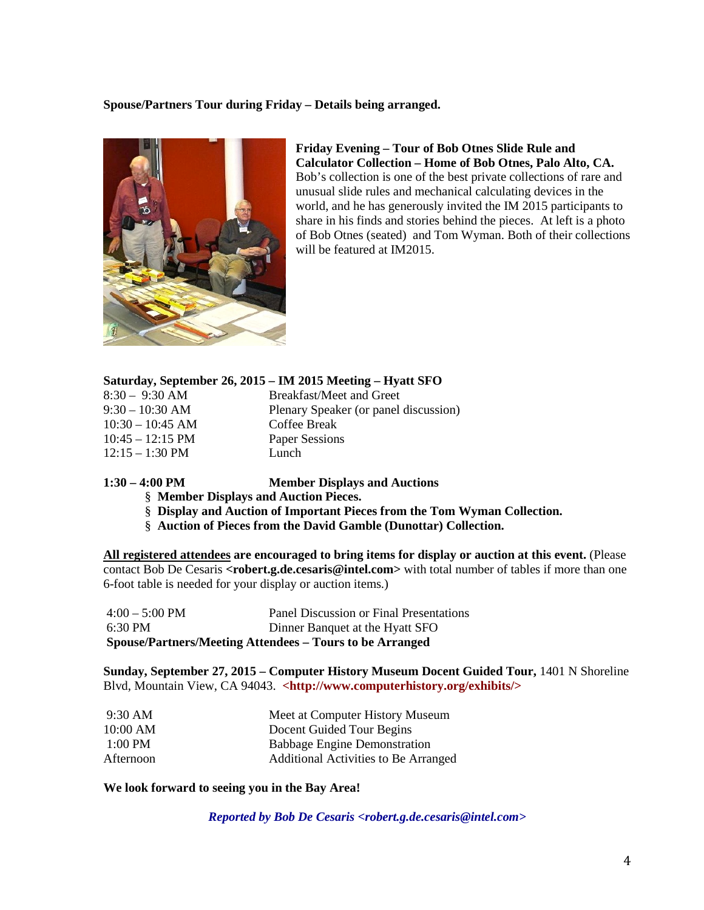**Spouse/Partners Tour during Friday – Details being arranged.**

**Friday Evening – Tour of Bob Otnes Slide Rule and Calculator Collection – Home of Bob Otnes, Palo Alto, CA.** Bob's collection is one of the best private collections of rare and unusual slide rules and mechanical calculating devices in the world, and he has generously invited the IM 2015 participants to share in his finds and stories behind the pieces. At left is a photo of Bob Otnes (seated) and Tom Wyman. Both of their collections will be featured at IM2015.

**Saturday, September 26, 2015 – IM 2015 Meeting – Hyatt SFO**

| | |
|---|---|
| 8:30 – 9:30 AM | Breakfast/Meet and Greet |
| 9:30 – 10:30 AM | Plenary Speaker (or panel discussion) |
| 10:30 – 10:45 AM | Coffee Break |
| 10:45 – 12:15 PM | Paper Sessions |
| 12:15 – 1:30 PM | Lunch |

**1:30 – 4:00 PM** **Member Displays and Auctions**

- **Member Displays and Auction Pieces.**
- **Display and Auction of Important Pieces from the Tom Wyman Collection.**
- **Auction of Pieces from the David Gamble (Dunottar) Collection.**

**All registered attendees are encouraged to bring items for display or auction at this event.** (Please contact Bob De Cesaris **<robert.g.de.cesaris@intel.com>** with total number of tables if more than one 6-foot table is needed for your display or auction items.)

| | |
|---|---|
| 4:00 – 5:00 PM | Panel Discussion or Final Presentations |
| 6:30 PM | Dinner Banquet at the Hyatt SFO |

**Spouse/Partners/Meeting Attendees – Tours to be Arranged**

**Sunday, September 27, 2015 – Computer History Museum Docent Guided Tour,** 1401 N Shoreline Blvd, Mountain View, CA 94043. **<http://www.computerhistory.org/exhibits/>**

| | |
|---|---|
| 9:30 AM | Meet at Computer History Museum |
| 10:00 AM | Docent Guided Tour Begins |
| 1:00 PM | Babbage Engine Demonstration |
| Afternoon | Additional Activities to Be Arranged |

**We look forward to seeing you in the Bay Area!**

***Reported by Bob De Cesaris <robert.g.de.cesaris@intel.com>***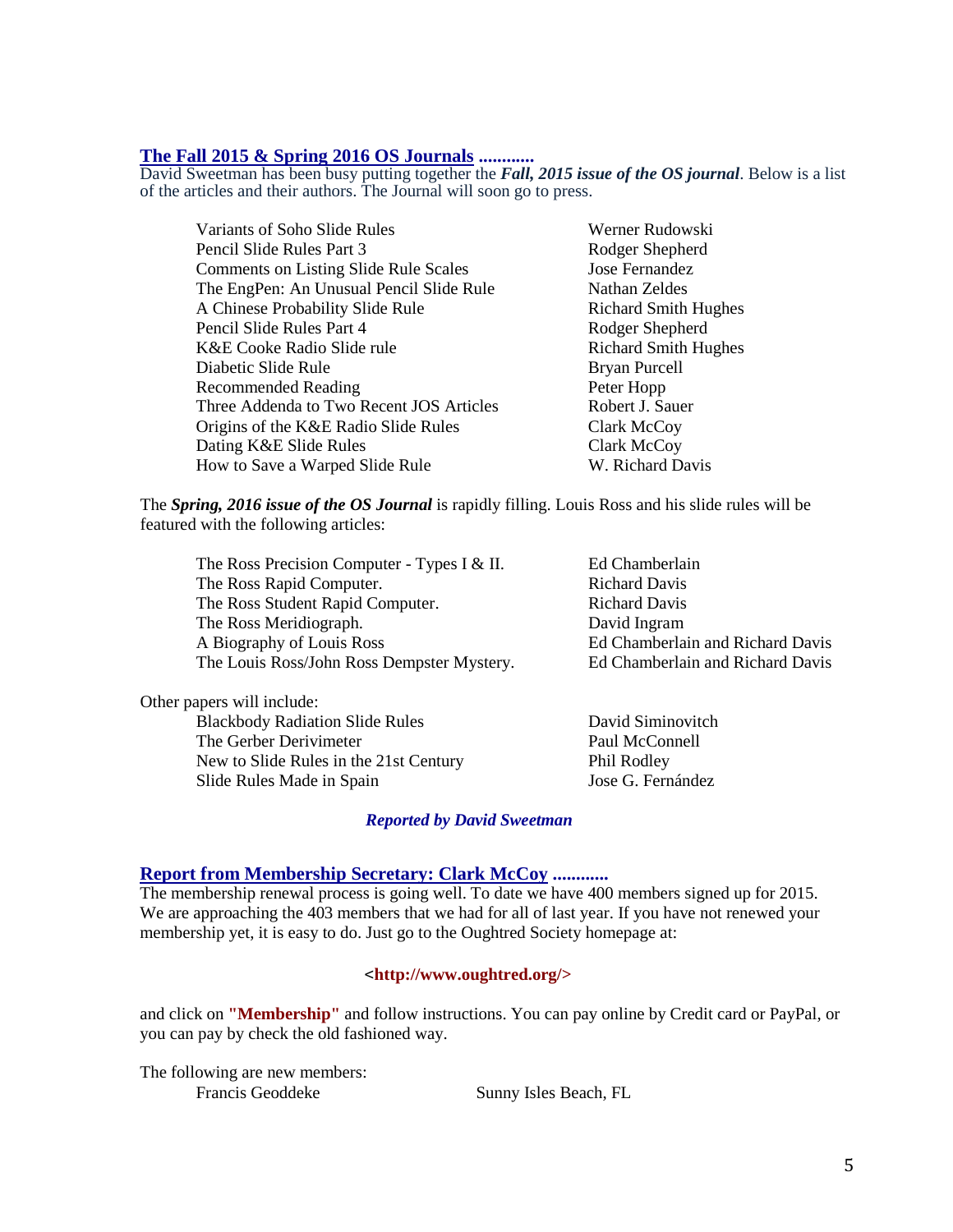## The Fall 2015 & Spring 2016 OS Journals ............

David Sweetman has been busy putting together the ***Fall, 2015 issue of the OS journal***. Below is a list of the articles and their authors. The Journal will soon go to press.

| | |
|---|---|
| Variants of Soho Slide Rules | Werner Rudowski |
| Pencil Slide Rules Part 3 | Rodger Shepherd |
| Comments on Listing Slide Rule Scales | Jose Fernandez |
| The EngPen: An Unusual Pencil Slide Rule | Nathan Zeldes |
| A Chinese Probability Slide Rule | Richard Smith Hughes |
| Pencil Slide Rules Part 4 | Rodger Shepherd |
| K&E Cooke Radio Slide rule | Richard Smith Hughes |
| Diabetic Slide Rule | Bryan Purcell |
| Recommended Reading | Peter Hopp |
| Three Addenda to Two Recent JOS Articles | Robert J. Sauer |
| Origins of the K&E Radio Slide Rules | Clark McCoy |
| Dating K&E Slide Rules | Clark McCoy |
| How to Save a Warped Slide Rule | W. Richard Davis |

The ***Spring, 2016 issue of the OS Journal*** is rapidly filling. Louis Ross and his slide rules will be featured with the following articles:

| | |
|---|---|
| The Ross Precision Computer - Types I & II. | Ed Chamberlain |
| The Ross Rapid Computer. | Richard Davis |
| The Ross Student Rapid Computer. | Richard Davis |
| The Ross Meridiograph. | David Ingram |
| A Biography of Louis Ross | Ed Chamberlain and Richard Davis |
| The Louis Ross/John Ross Dempster Mystery. | Ed Chamberlain and Richard Davis |

Other papers will include:

| | |
|---|---|
| Blackbody Radiation Slide Rules | David Siminovitch |
| The Gerber Derivimeter | Paul McConnell |
| New to Slide Rules in the 21st Century | Phil Rodley |
| Slide Rules Made in Spain | Jose G. Fernández |

***Reported by David Sweetman***

## Report from Membership Secretary: Clark McCoy ............

The membership renewal process is going well. To date we have 400 members signed up for 2015. We are approaching the 403 members that we had for all of last year. If you have not renewed your membership yet, it is easy to do. Just go to the Oughtred Society homepage at:

**<http://www.oughtred.org/>**

and click on **"Membership"** and follow instructions. You can pay online by Credit card or PayPal, or you can pay by check the old fashioned way.

The following are new members:

| | |
|---|---|
| Francis Geoddeke | Sunny Isles Beach, FL |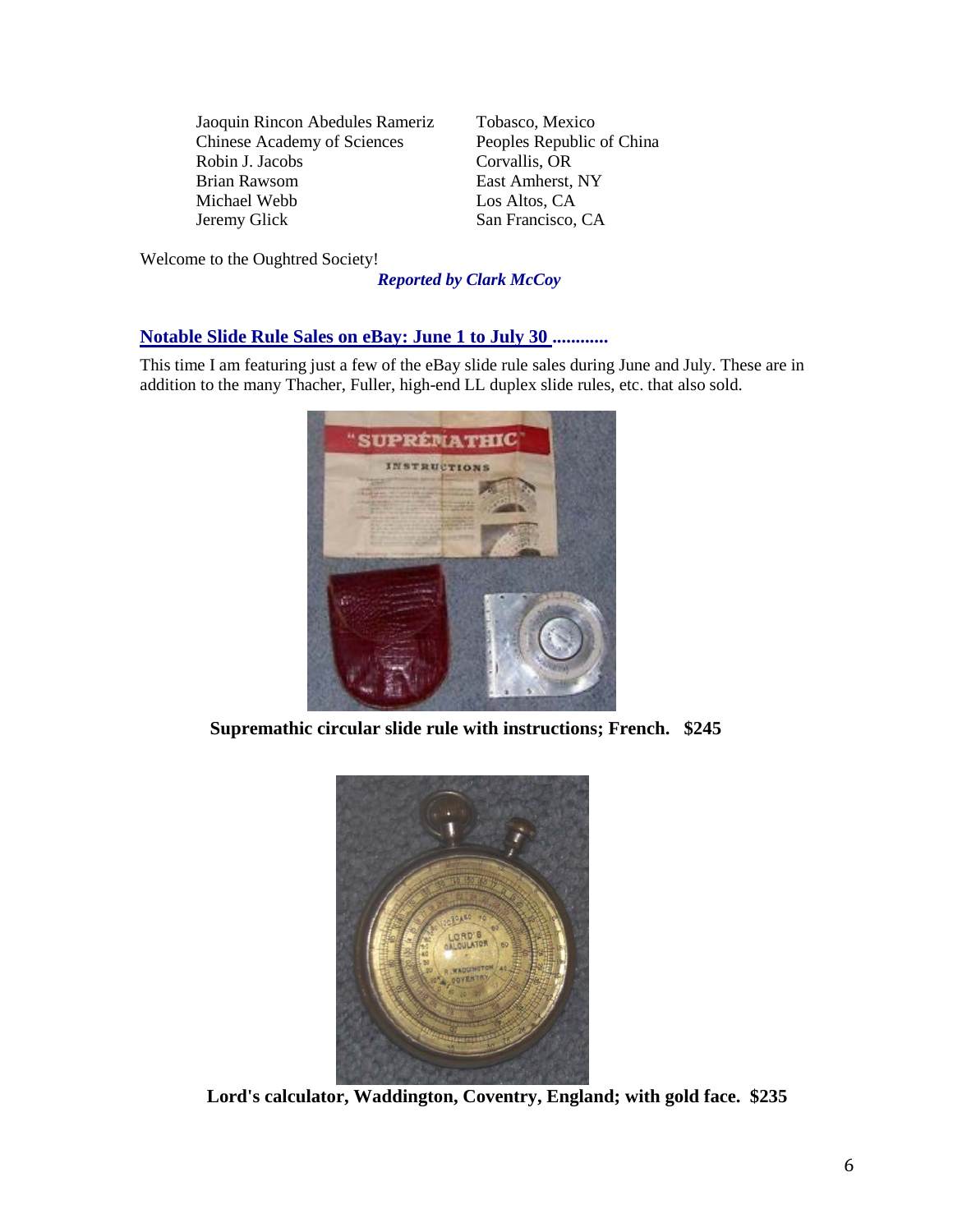| | |
|---|---|
| Jaoquin Rincon Abedules Rameriz | Tobasco, Mexico |
| Chinese Academy of Sciences | Peoples Republic of China |
| Robin J. Jacobs | Corvallis, OR |
| Brian Rawsom | East Amherst, NY |
| Michael Webb | Los Altos, CA |
| Jeremy Glick | San Francisco, CA |

Welcome to the Oughtred Society!

***Reported by Clark McCoy***

## Notable Slide Rule Sales on eBay: June 1 to July 30 ............

This time I am featuring just a few of the eBay slide rule sales during June and July. These are in addition to the many Thacher, Fuller, high-end LL duplex slide rules, etc. that also sold.

**Supremathic circular slide rule with instructions; French. $245**

**Lord's calculator, Waddington, Coventry, England; with gold face. $235**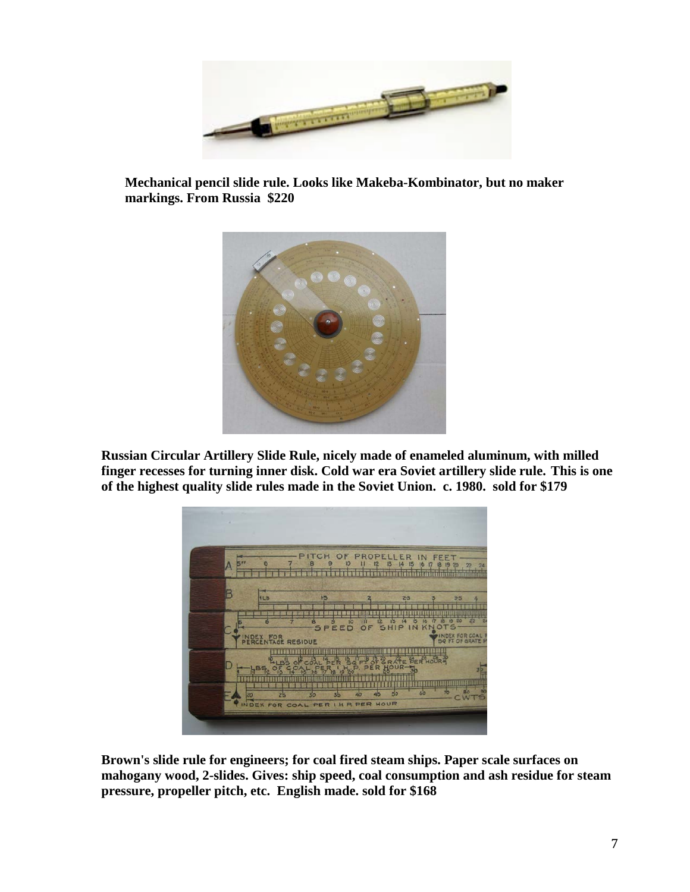**Mechanical pencil slide rule. Looks like Makeba-Kombinator, but no maker markings. From Russia $220**

**Russian Circular Artillery Slide Rule, nicely made of enameled aluminum, with milled finger recesses for turning inner disk. Cold war era Soviet artillery slide rule. This is one of the highest quality slide rules made in the Soviet Union. c. 1980. sold for $179**

**Brown's slide rule for engineers; for coal fired steam ships. Paper scale surfaces on mahogany wood, 2-slides. Gives: ship speed, coal consumption and ash residue for steam pressure, propeller pitch, etc. English made. sold for $168**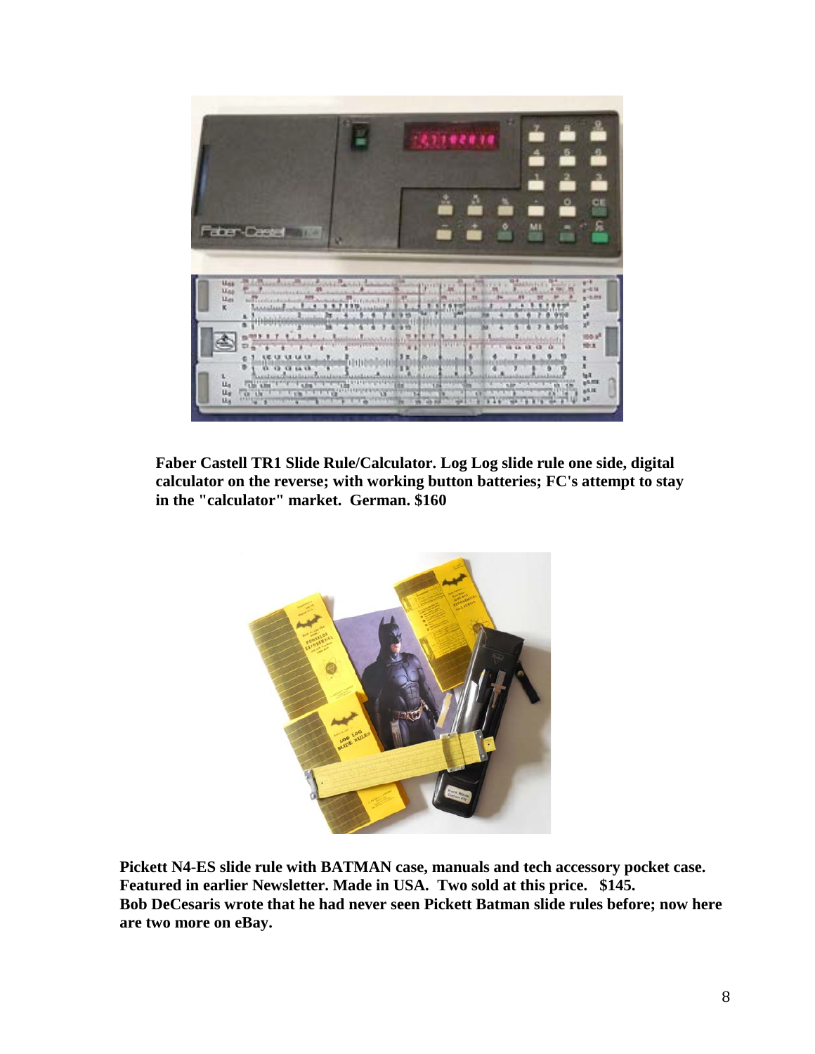**Faber Castell TR1 Slide Rule/Calculator. Log Log slide rule one side, digital calculator on the reverse; with working button batteries; FC's attempt to stay in the "calculator" market. German. $160**

**Pickett N4-ES slide rule with BATMAN case, manuals and tech accessory pocket case. Featured in earlier Newsletter. Made in USA. Two sold at this price. $145.**
**Bob DeCesaris wrote that he had never seen Pickett Batman slide rules before; now here are two more on eBay.**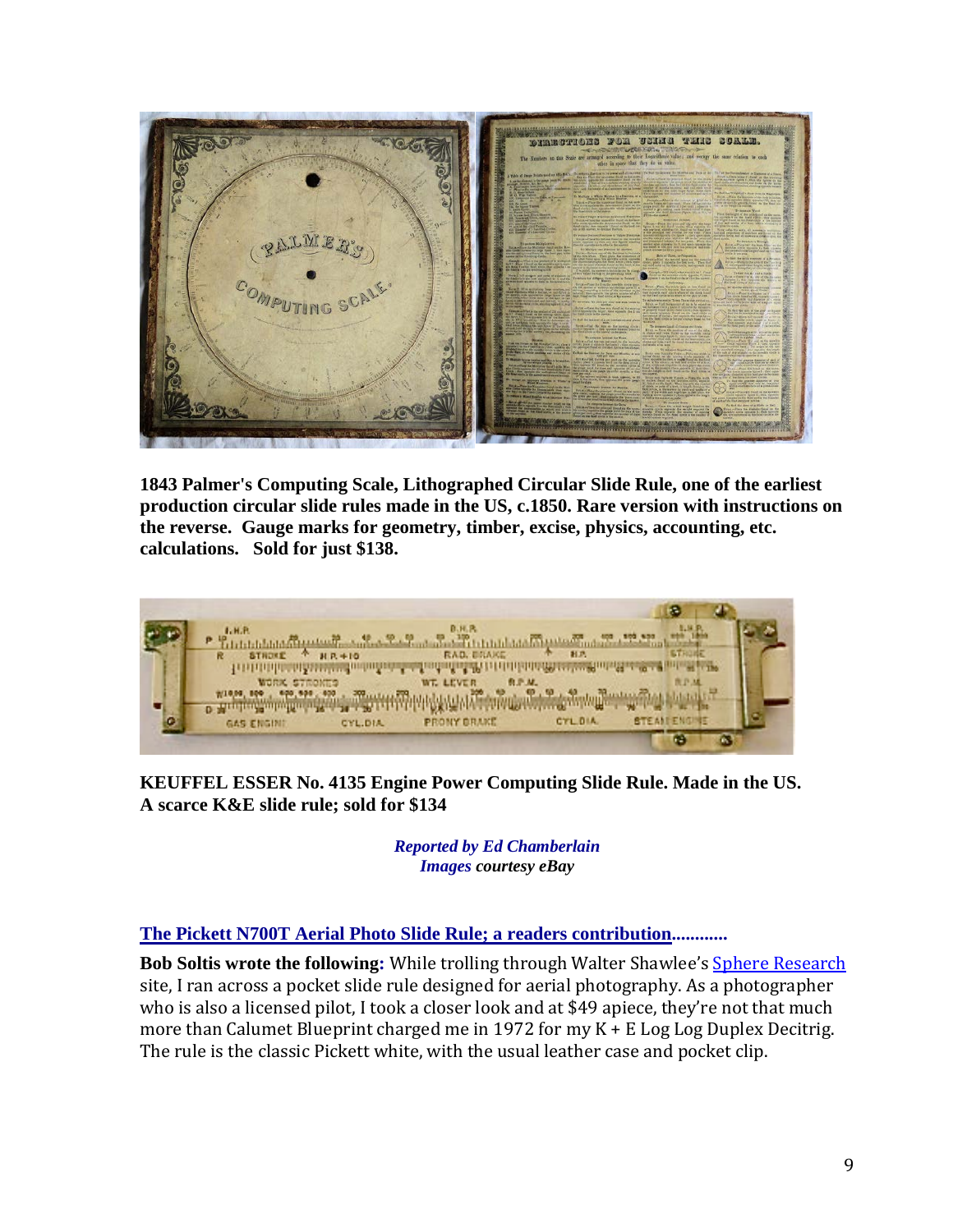**1843 Palmer's Computing Scale, Lithographed Circular Slide Rule, one of the earliest production circular slide rules made in the US, c.1850. Rare version with instructions on the reverse. Gauge marks for geometry, timber, excise, physics, accounting, etc. calculations. Sold for just $138.**

**KEUFFEL ESSER No. 4135 Engine Power Computing Slide Rule. Made in the US. A scarce K&E slide rule; sold for $134**

*Reported by Ed Chamberlain*
*Images courtesy eBay*

## The Pickett N700T Aerial Photo Slide Rule; a readers contribution............

**Bob Soltis wrote the following:** While trolling through Walter Shawlee's Sphere Research site, I ran across a pocket slide rule designed for aerial photography. As a photographer who is also a licensed pilot, I took a closer look and at $49 apiece, they're not that much more than Calumet Blueprint charged me in 1972 for my K + E Log Log Duplex Decitrig. The rule is the classic Pickett white, with the usual leather case and pocket clip.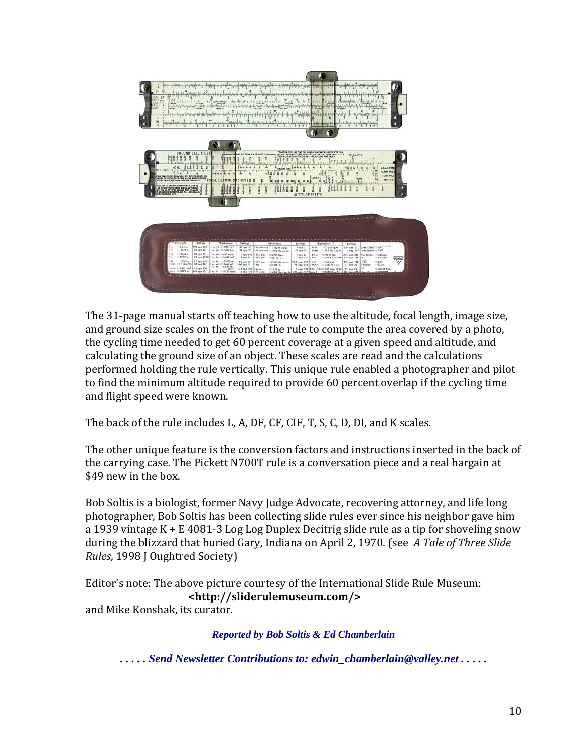The 31-page manual starts off teaching how to use the altitude, focal length, image size, and ground size scales on the front of the rule to compute the area covered by a photo, the cycling time needed to get 60 percent coverage at a given speed and altitude, and calculating the ground size of an object. These scales are read and the calculations performed holding the rule vertically. This unique rule enabled a photographer and pilot to find the minimum altitude required to provide 60 percent overlap if the cycling time and flight speed were known.

The back of the rule includes L, A, DF, CF, CIF, T, S, C, D, DI, and K scales.

The other unique feature is the conversion factors and instructions inserted in the back of the carrying case. The Pickett N700T rule is a conversation piece and a real bargain at $49 new in the box.

Bob Soltis is a biologist, former Navy Judge Advocate, recovering attorney, and life long photographer, Bob Soltis has been collecting slide rules ever since his neighbor gave him a 1939 vintage K + E 4081-3 Log Log Duplex Decitrig slide rule as a tip for shoveling snow during the blizzard that buried Gary, Indiana on April 2, 1970. (see *A Tale of Three Slide Rules*, 1998 J Oughtred Society)

Editor's note: The above picture courtesy of the International Slide Rule Museum: **<http://sliderulemuseum.com/>** and Mike Konshak, its curator.

***Reported by Bob Soltis & Ed Chamberlain***

***. . . . . Send Newsletter Contributions to: edwin_chamberlain@valley.net . . . . .***